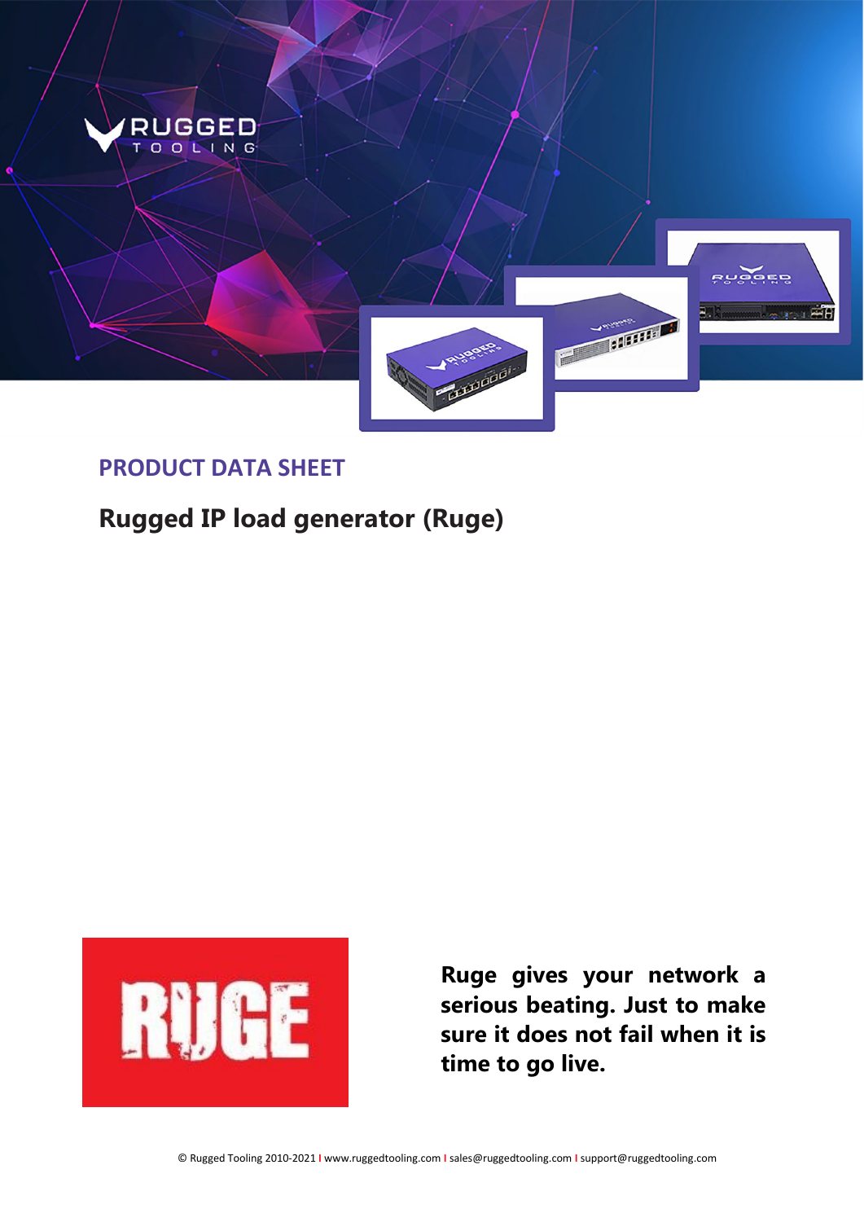PRODUCT DATA SHEET

# Rugged IP load generator (Ruge)

**Ruge gives your network a serious beating. Just to make sure it does not fail when it is time to go live.**

© Rugged Tooling 2010-2021 I www.ruggedtooling.com I sales@ruggedtooling.com I support@ruggedtooling.com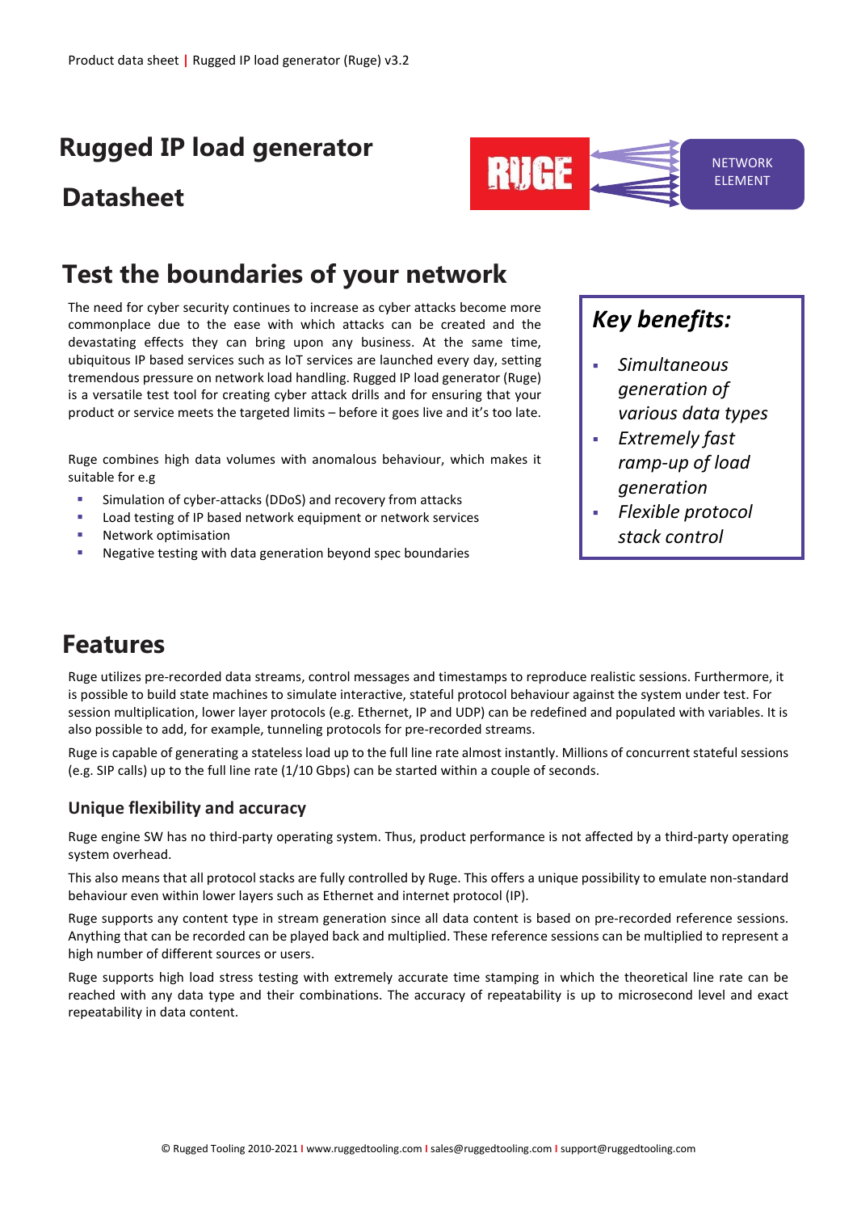# Rugged IP load generator

# Datasheet

## Test the boundaries of your network

The need for cyber security continues to increase as cyber attacks become more commonplace due to the ease with which attacks can be created and the devastating effects they can bring upon any business. At the same time, ubiquitous IP based services such as IoT services are launched every day, setting tremendous pressure on network load handling. Rugged IP load generator (Ruge) is a versatile test tool for creating cyber attack drills and for ensuring that your product or service meets the targeted limits – before it goes live and it's too late.

Ruge combines high data volumes with anomalous behaviour, which makes it suitable for e.g

- Simulation of cyber-attacks (DDoS) and recovery from attacks
- Load testing of IP based network equipment or network services
- Network optimisation
- Negative testing with data generation beyond spec boundaries

### *Key benefits:*

- *Simultaneous generation of various data types*
- *Extremely fast ramp-up of load generation*
- *Flexible protocol stack control*

## Features

Ruge utilizes pre-recorded data streams, control messages and timestamps to reproduce realistic sessions. Furthermore, it is possible to build state machines to simulate interactive, stateful protocol behaviour against the system under test. For session multiplication, lower layer protocols (e.g. Ethernet, IP and UDP) can be redefined and populated with variables. It is also possible to add, for example, tunneling protocols for pre-recorded streams.

Ruge is capable of generating a stateless load up to the full line rate almost instantly. Millions of concurrent stateful sessions (e.g. SIP calls) up to the full line rate (1/10 Gbps) can be started within a couple of seconds.

### Unique flexibility and accuracy

Ruge engine SW has no third-party operating system. Thus, product performance is not affected by a third-party operating system overhead.

This also means that all protocol stacks are fully controlled by Ruge. This offers a unique possibility to emulate non-standard behaviour even within lower layers such as Ethernet and internet protocol (IP).

Ruge supports any content type in stream generation since all data content is based on pre-recorded reference sessions. Anything that can be recorded can be played back and multiplied. These reference sessions can be multiplied to represent a high number of different sources or users.

Ruge supports high load stress testing with extremely accurate time stamping in which the theoretical line rate can be reached with any data type and their combinations. The accuracy of repeatability is up to microsecond level and exact repeatability in data content.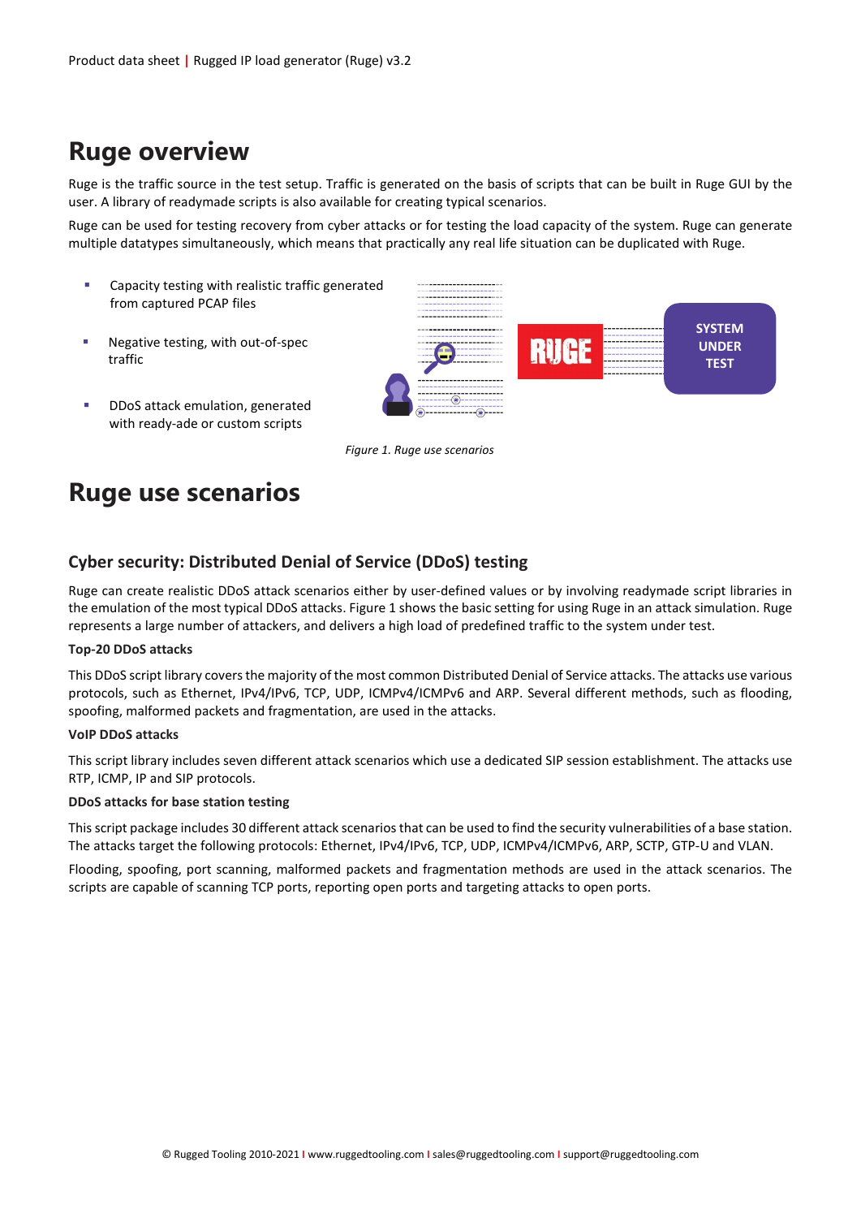# Ruge overview

Ruge is the traffic source in the test setup. Traffic is generated on the basis of scripts that can be built in Ruge GUI by the user. A library of readymade scripts is also available for creating typical scenarios.

Ruge can be used for testing recovery from cyber attacks or for testing the load capacity of the system. Ruge can generate multiple datatypes simultaneously, which means that practically any real life situation can be duplicated with Ruge.

- Capacity testing with realistic traffic generated from captured PCAP files
- Negative testing, with out-of-spec traffic
- DDoS attack emulation, generated with ready-ade or custom scripts

*Figure 1. Ruge use scenarios*

# Ruge use scenarios

## Cyber security: Distributed Denial of Service (DDoS) testing

Ruge can create realistic DDoS attack scenarios either by user-defined values or by involving readymade script libraries in the emulation of the most typical DDoS attacks. Figure 1 shows the basic setting for using Ruge in an attack simulation. Ruge represents a large number of attackers, and delivers a high load of predefined traffic to the system under test.

**Top-20 DDoS attacks**

This DDoS script library covers the majority of the most common Distributed Denial of Service attacks. The attacks use various protocols, such as Ethernet, IPv4/IPv6, TCP, UDP, ICMPv4/ICMPv6 and ARP. Several different methods, such as flooding, spoofing, malformed packets and fragmentation, are used in the attacks.

**VoIP DDoS attacks**

This script library includes seven different attack scenarios which use a dedicated SIP session establishment. The attacks use RTP, ICMP, IP and SIP protocols.

**DDoS attacks for base station testing**

This script package includes 30 different attack scenarios that can be used to find the security vulnerabilities of a base station. The attacks target the following protocols: Ethernet, IPv4/IPv6, TCP, UDP, ICMPv4/ICMPv6, ARP, SCTP, GTP-U and VLAN.

Flooding, spoofing, port scanning, malformed packets and fragmentation methods are used in the attack scenarios. The scripts are capable of scanning TCP ports, reporting open ports and targeting attacks to open ports.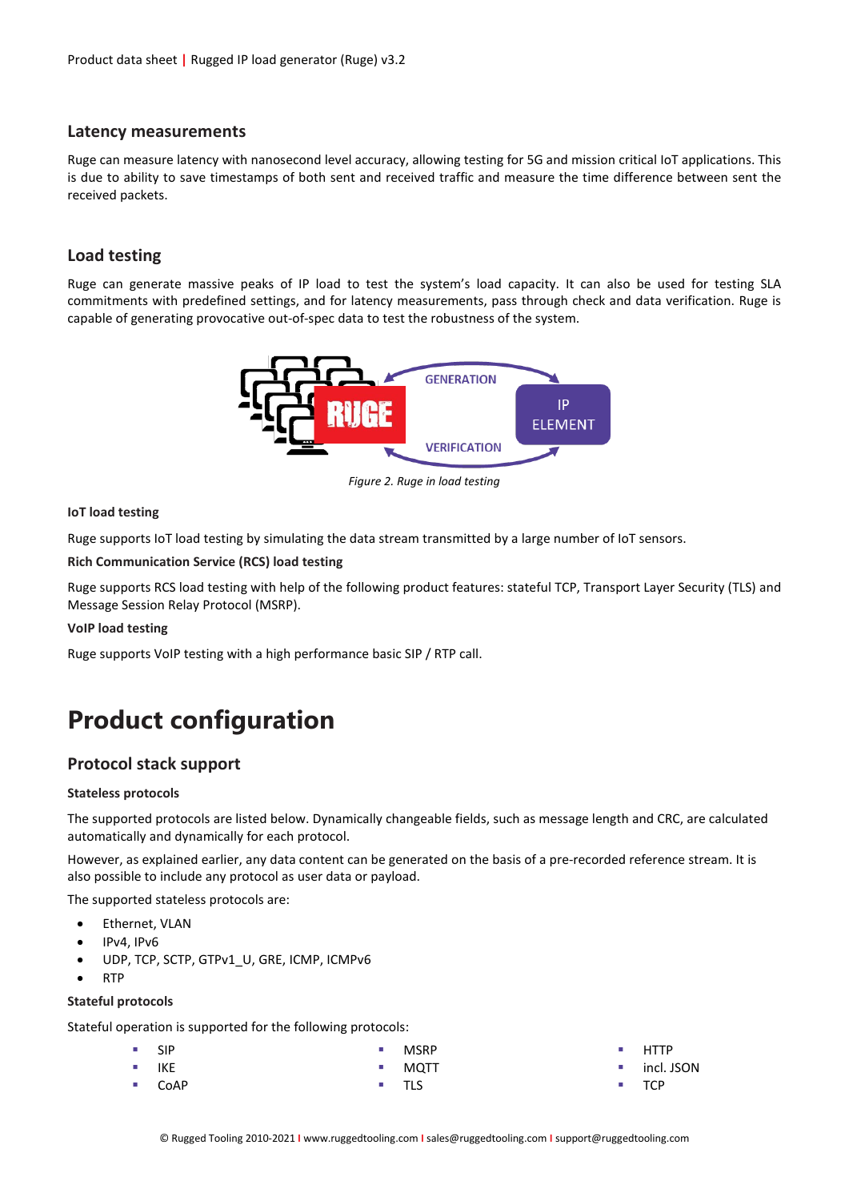### Latency measurements

Ruge can measure latency with nanosecond level accuracy, allowing testing for 5G and mission critical IoT applications. This is due to ability to save timestamps of both sent and received traffic and measure the time difference between sent the received packets.

### Load testing

Ruge can generate massive peaks of IP load to test the system's load capacity. It can also be used for testing SLA commitments with predefined settings, and for latency measurements, pass through check and data verification. Ruge is capable of generating provocative out-of-spec data to test the robustness of the system.

*Figure 2. Ruge in load testing*

**IoT load testing**

Ruge supports IoT load testing by simulating the data stream transmitted by a large number of IoT sensors.

**Rich Communication Service (RCS) load testing**

Ruge supports RCS load testing with help of the following product features: stateful TCP, Transport Layer Security (TLS) and Message Session Relay Protocol (MSRP).

**VoIP load testing**

Ruge supports VoIP testing with a high performance basic SIP / RTP call.

# Product configuration

### Protocol stack support

**Stateless protocols**

The supported protocols are listed below. Dynamically changeable fields, such as message length and CRC, are calculated automatically and dynamically for each protocol.

However, as explained earlier, any data content can be generated on the basis of a pre-recorded reference stream. It is also possible to include any protocol as user data or payload.

The supported stateless protocols are:

- Ethernet, VLAN
- IPv4, IPv6
- UDP, TCP, SCTP, GTPv1_U, GRE, ICMP, ICMPv6
- RTP

**Stateful protocols**

Stateful operation is supported for the following protocols:

- SIP
- IKE
- CoAP
- MSRP
- MQTT
- TLS
- HTTP
- incl. JSON
- TCP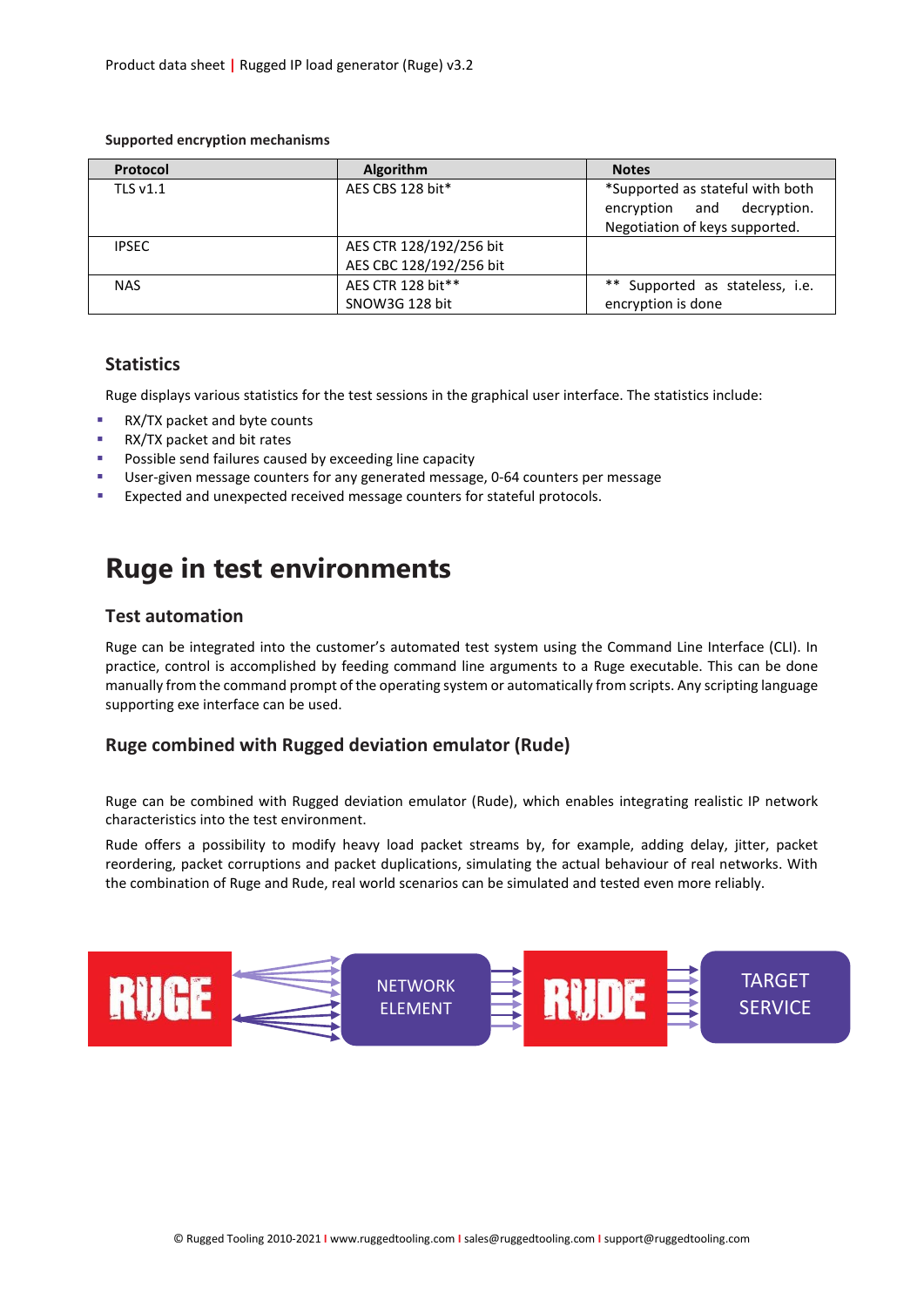**Supported encryption mechanisms**

| Protocol | Algorithm | Notes |
|---|---|---|
| TLS v1.1 | AES CBS 128 bit* | *Supported as stateful with both encryption and decryption. Negotiation of keys supported. |
| IPSEC | AES CTR 128/192/256 bit<br>AES CBC 128/192/256 bit | |
| NAS | AES CTR 128 bit**<br>SNOW3G 128 bit | ** Supported as stateless, i.e. encryption is done |

### Statistics

Ruge displays various statistics for the test sessions in the graphical user interface. The statistics include:

- RX/TX packet and byte counts
- RX/TX packet and bit rates
- Possible send failures caused by exceeding line capacity
- User-given message counters for any generated message, 0-64 counters per message
- Expected and unexpected received message counters for stateful protocols.

## Ruge in test environments

### Test automation

Ruge can be integrated into the customer's automated test system using the Command Line Interface (CLI). In practice, control is accomplished by feeding command line arguments to a Ruge executable. This can be done manually from the command prompt of the operating system or automatically from scripts. Any scripting language supporting exe interface can be used.

### Ruge combined with Rugged deviation emulator (Rude)

Ruge can be combined with Rugged deviation emulator (Rude), which enables integrating realistic IP network characteristics into the test environment.

Rude offers a possibility to modify heavy load packet streams by, for example, adding delay, jitter, packet reordering, packet corruptions and packet duplications, simulating the actual behaviour of real networks. With the combination of Ruge and Rude, real world scenarios can be simulated and tested even more reliably.

RUGE → NETWORK ELEMENT → RUDE → TARGET SERVICE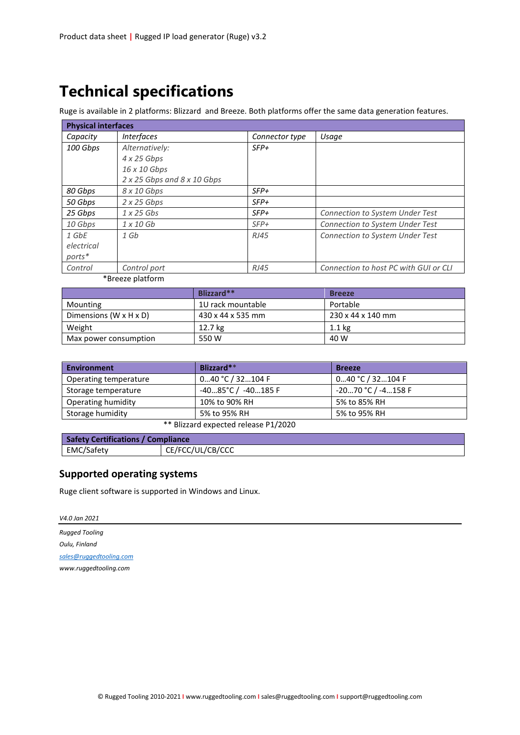# Technical specifications

Ruge is available in 2 platforms: Blizzard and Breeze. Both platforms offer the same data generation features.

| **Physical interfaces** | | | |
|---|---|---|---|
| *Capacity* | *Interfaces* | *Connector type* | *Usage* |
| *100 Gbps* | *Alternatively:*<br>*4 x 25 Gbps*<br>*16 x 10 Gbps*<br>*2 x 25 Gbps and 8 x 10 Gbps* | *SFP+* | |
| *80 Gbps* | *8 x 10 Gbps* | *SFP+* | |
| *50 Gbps* | *2 x 25 Gbps* | *SFP+* | |
| *25 Gbps* | *1 x 25 Gbs* | *SFP+* | *Connection to System Under Test* |
| *10 Gbps* | *1 x 10 Gb* | *SFP+* | *Connection to System Under Test* |
| *1 GbE electrical ports** | *1 Gb* | *RJ45* | *Connection to System Under Test* |
| *Control* | *Control port* | *RJ45* | *Connection to host PC with GUI or CLI* |

*Breeze platform

| | **Blizzard**** | **Breeze** |
|---|---|---|
| Mounting | 1U rack mountable | Portable |
| Dimensions (W x H x D) | 430 x 44 x 535 mm | 230 x 44 x 140 mm |
| Weight | 12.7 kg | 1.1 kg |
| Max power consumption | 550 W | 40 W |

| **Environment** | **Blizzard**** | **Breeze** |
|---|---|---|
| Operating temperature | 0…40 °C / 32…104 F | 0…40 °C / 32…104 F |
| Storage temperature | -40…85°C / -40…185 F | -20…70 °C / -4…158 F |
| Operating humidity | 10% to 90% RH | 5% to 85% RH |
| Storage humidity | 5% to 95% RH | 5% to 95% RH |

** Blizzard expected release P1/2020

| **Safety Certifications / Compliance** | |
|---|---|
| EMC/Safety | CE/FCC/UL/CB/CCC |

## Supported operating systems

Ruge client software is supported in Windows and Linux.

*V4.0 Jan 2021*

*Rugged Tooling*

*Oulu, Finland*

*sales@ruggedtooling.com*

*www.ruggedtooling.com*